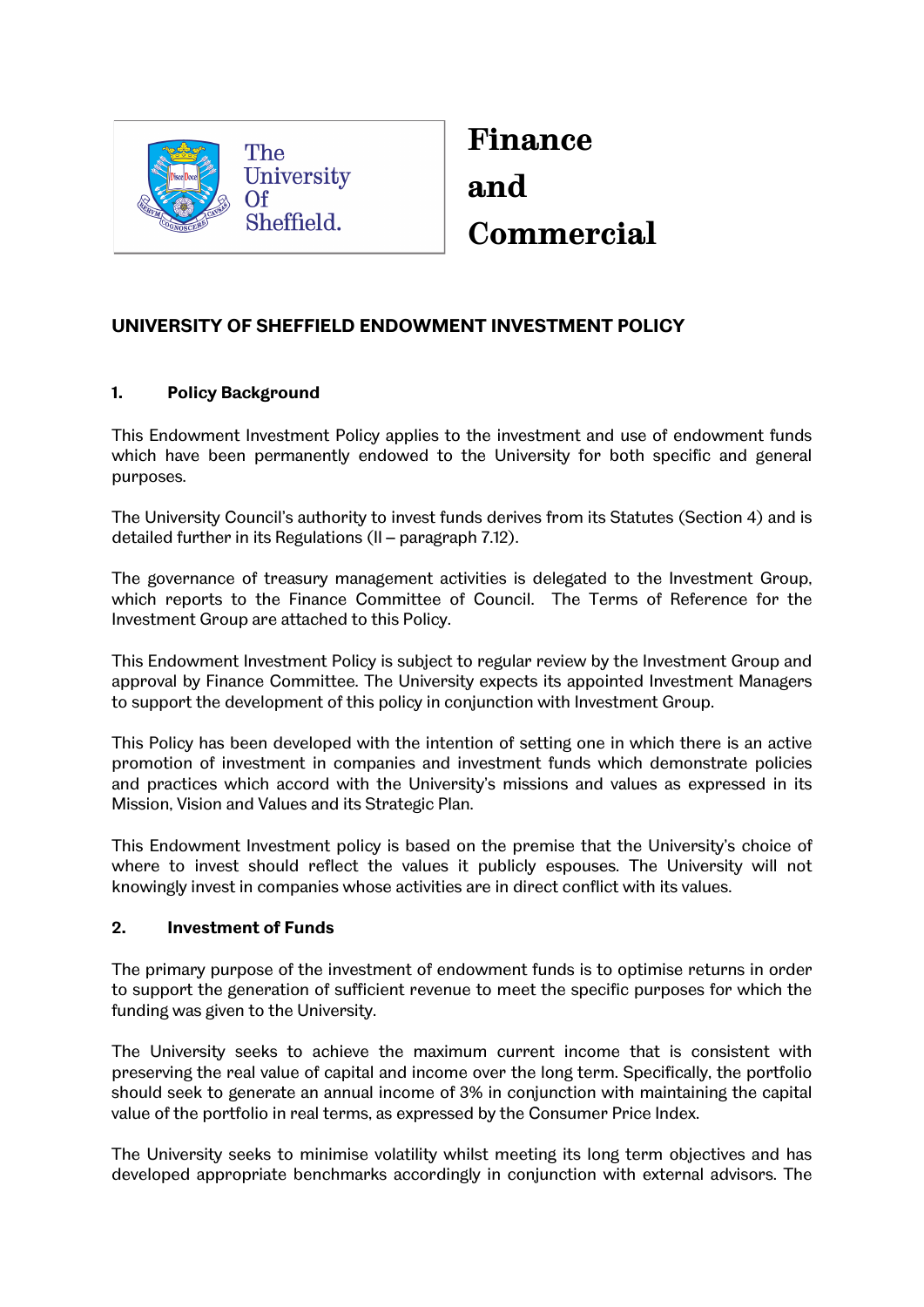The University Of Sheffield.

**Finance and Commercial**

## UNIVERSITY OF SHEFFIELD ENDOWMENT INVESTMENT POLICY

### 1. Policy Background

This Endowment Investment Policy applies to the investment and use of endowment funds which have been permanently endowed to the University for both specific and general purposes.

The University Council's authority to invest funds derives from its Statutes (Section 4) and is detailed further in its Regulations (II – paragraph 7.12).

The governance of treasury management activities is delegated to the Investment Group, which reports to the Finance Committee of Council. The Terms of Reference for the Investment Group are attached to this Policy.

This Endowment Investment Policy is subject to regular review by the Investment Group and approval by Finance Committee. The University expects its appointed Investment Managers to support the development of this policy in conjunction with Investment Group.

This Policy has been developed with the intention of setting one in which there is an active promotion of investment in companies and investment funds which demonstrate policies and practices which accord with the University's missions and values as expressed in its Mission, Vision and Values and its Strategic Plan.

This Endowment Investment policy is based on the premise that the University's choice of where to invest should reflect the values it publicly espouses. The University will not knowingly invest in companies whose activities are in direct conflict with its values.

### 2. Investment of Funds

The primary purpose of the investment of endowment funds is to optimise returns in order to support the generation of sufficient revenue to meet the specific purposes for which the funding was given to the University.

The University seeks to achieve the maximum current income that is consistent with preserving the real value of capital and income over the long term. Specifically, the portfolio should seek to generate an annual income of 3% in conjunction with maintaining the capital value of the portfolio in real terms, as expressed by the Consumer Price Index.

The University seeks to minimise volatility whilst meeting its long term objectives and has developed appropriate benchmarks accordingly in conjunction with external advisors. The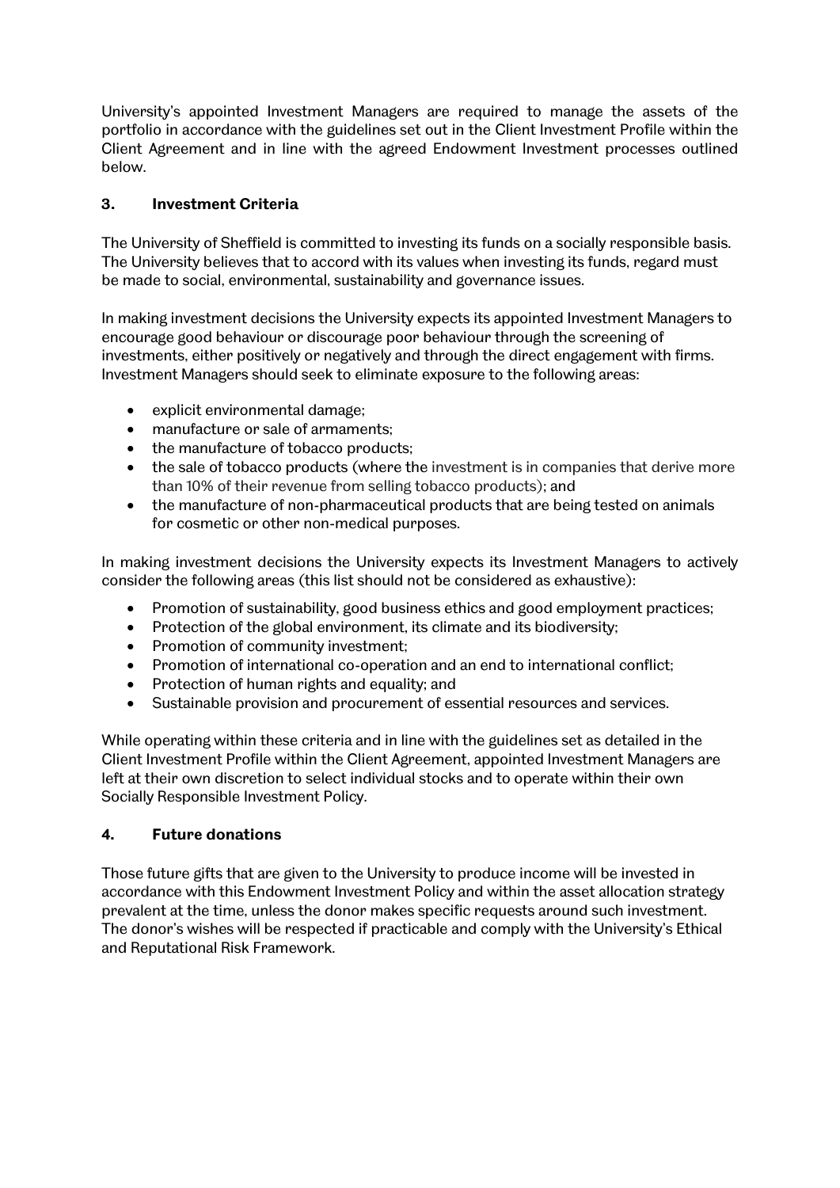University's appointed Investment Managers are required to manage the assets of the portfolio in accordance with the guidelines set out in the Client Investment Profile within the Client Agreement and in line with the agreed Endowment Investment processes outlined below.

## 3. Investment Criteria

The University of Sheffield is committed to investing its funds on a socially responsible basis. The University believes that to accord with its values when investing its funds, regard must be made to social, environmental, sustainability and governance issues.

In making investment decisions the University expects its appointed Investment Managers to encourage good behaviour or discourage poor behaviour through the screening of investments, either positively or negatively and through the direct engagement with firms. Investment Managers should seek to eliminate exposure to the following areas:

- explicit environmental damage;
- manufacture or sale of armaments;
- the manufacture of tobacco products;
- the sale of tobacco products (where the investment is in companies that derive more than 10% of their revenue from selling tobacco products); and
- the manufacture of non-pharmaceutical products that are being tested on animals for cosmetic or other non-medical purposes.

In making investment decisions the University expects its Investment Managers to actively consider the following areas (this list should not be considered as exhaustive):

- Promotion of sustainability, good business ethics and good employment practices;
- Protection of the global environment, its climate and its biodiversity;
- Promotion of community investment;
- Promotion of international co-operation and an end to international conflict;
- Protection of human rights and equality; and
- Sustainable provision and procurement of essential resources and services.

While operating within these criteria and in line with the guidelines set as detailed in the Client Investment Profile within the Client Agreement, appointed Investment Managers are left at their own discretion to select individual stocks and to operate within their own Socially Responsible Investment Policy.

## 4. Future donations

Those future gifts that are given to the University to produce income will be invested in accordance with this Endowment Investment Policy and within the asset allocation strategy prevalent at the time, unless the donor makes specific requests around such investment. The donor's wishes will be respected if practicable and comply with the University's Ethical and Reputational Risk Framework.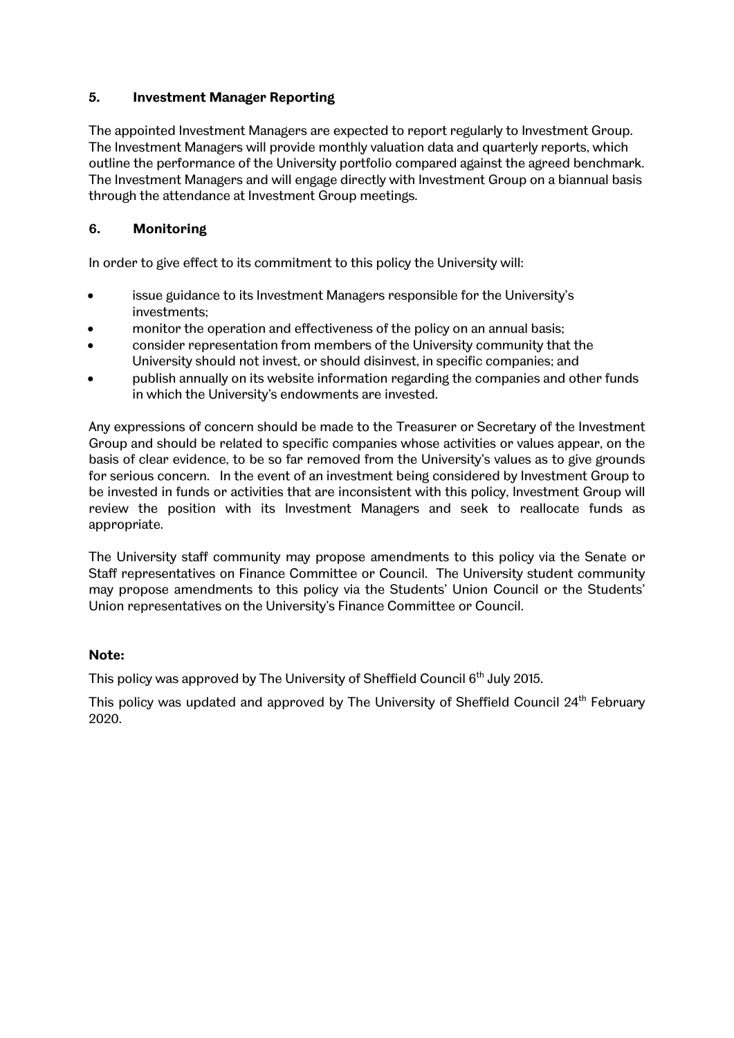## 5. Investment Manager Reporting

The appointed Investment Managers are expected to report regularly to Investment Group. The Investment Managers will provide monthly valuation data and quarterly reports, which outline the performance of the University portfolio compared against the agreed benchmark. The Investment Managers and will engage directly with Investment Group on a biannual basis through the attendance at Investment Group meetings.

## 6. Monitoring

In order to give effect to its commitment to this policy the University will:

- issue guidance to its Investment Managers responsible for the University's investments;
- monitor the operation and effectiveness of the policy on an annual basis;
- consider representation from members of the University community that the University should not invest, or should disinvest, in specific companies; and
- publish annually on its website information regarding the companies and other funds in which the University's endowments are invested.

Any expressions of concern should be made to the Treasurer or Secretary of the Investment Group and should be related to specific companies whose activities or values appear, on the basis of clear evidence, to be so far removed from the University's values as to give grounds for serious concern. In the event of an investment being considered by Investment Group to be invested in funds or activities that are inconsistent with this policy, Investment Group will review the position with its Investment Managers and seek to reallocate funds as appropriate.

The University staff community may propose amendments to this policy via the Senate or Staff representatives on Finance Committee or Council. The University student community may propose amendments to this policy via the Students' Union Council or the Students' Union representatives on the University's Finance Committee or Council.

**Note:**

This policy was approved by The University of Sheffield Council 6th July 2015.

This policy was updated and approved by The University of Sheffield Council 24th February 2020.